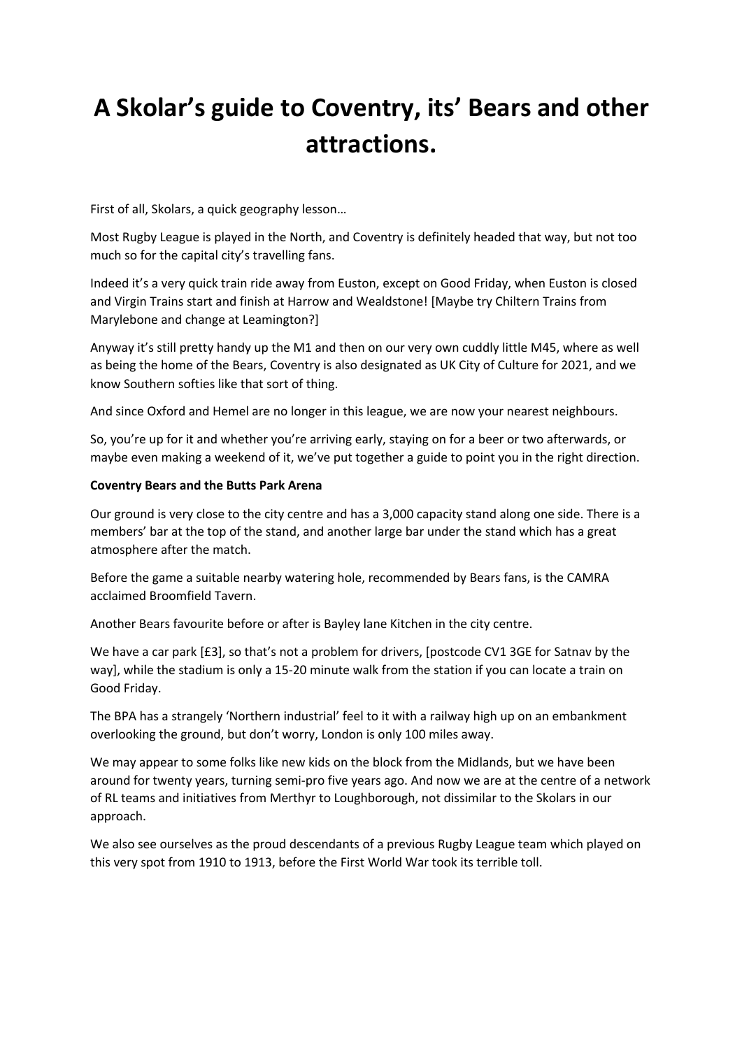# A Skolar's guide to Coventry, its' Bears and other attractions.

First of all, Skolars, a quick geography lesson…

Most Rugby League is played in the North, and Coventry is definitely headed that way, but not too much so for the capital city's travelling fans.

Indeed it's a very quick train ride away from Euston, except on Good Friday, when Euston is closed and Virgin Trains start and finish at Harrow and Wealdstone! [Maybe try Chiltern Trains from Marylebone and change at Leamington?]

Anyway it's still pretty handy up the M1 and then on our very own cuddly little M45, where as well as being the home of the Bears, Coventry is also designated as UK City of Culture for 2021, and we know Southern softies like that sort of thing.

And since Oxford and Hemel are no longer in this league, we are now your nearest neighbours.

So, you're up for it and whether you're arriving early, staying on for a beer or two afterwards, or maybe even making a weekend of it, we've put together a guide to point you in the right direction.

**Coventry Bears and the Butts Park Arena**

Our ground is very close to the city centre and has a 3,000 capacity stand along one side. There is a members' bar at the top of the stand, and another large bar under the stand which has a great atmosphere after the match.

Before the game a suitable nearby watering hole, recommended by Bears fans, is the CAMRA acclaimed Broomfield Tavern.

Another Bears favourite before or after is Bayley lane Kitchen in the city centre.

We have a car park [£3], so that's not a problem for drivers, [postcode CV1 3GE for Satnav by the way], while the stadium is only a 15-20 minute walk from the station if you can locate a train on Good Friday.

The BPA has a strangely 'Northern industrial' feel to it with a railway high up on an embankment overlooking the ground, but don't worry, London is only 100 miles away.

We may appear to some folks like new kids on the block from the Midlands, but we have been around for twenty years, turning semi-pro five years ago. And now we are at the centre of a network of RL teams and initiatives from Merthyr to Loughborough, not dissimilar to the Skolars in our approach.

We also see ourselves as the proud descendants of a previous Rugby League team which played on this very spot from 1910 to 1913, before the First World War took its terrible toll.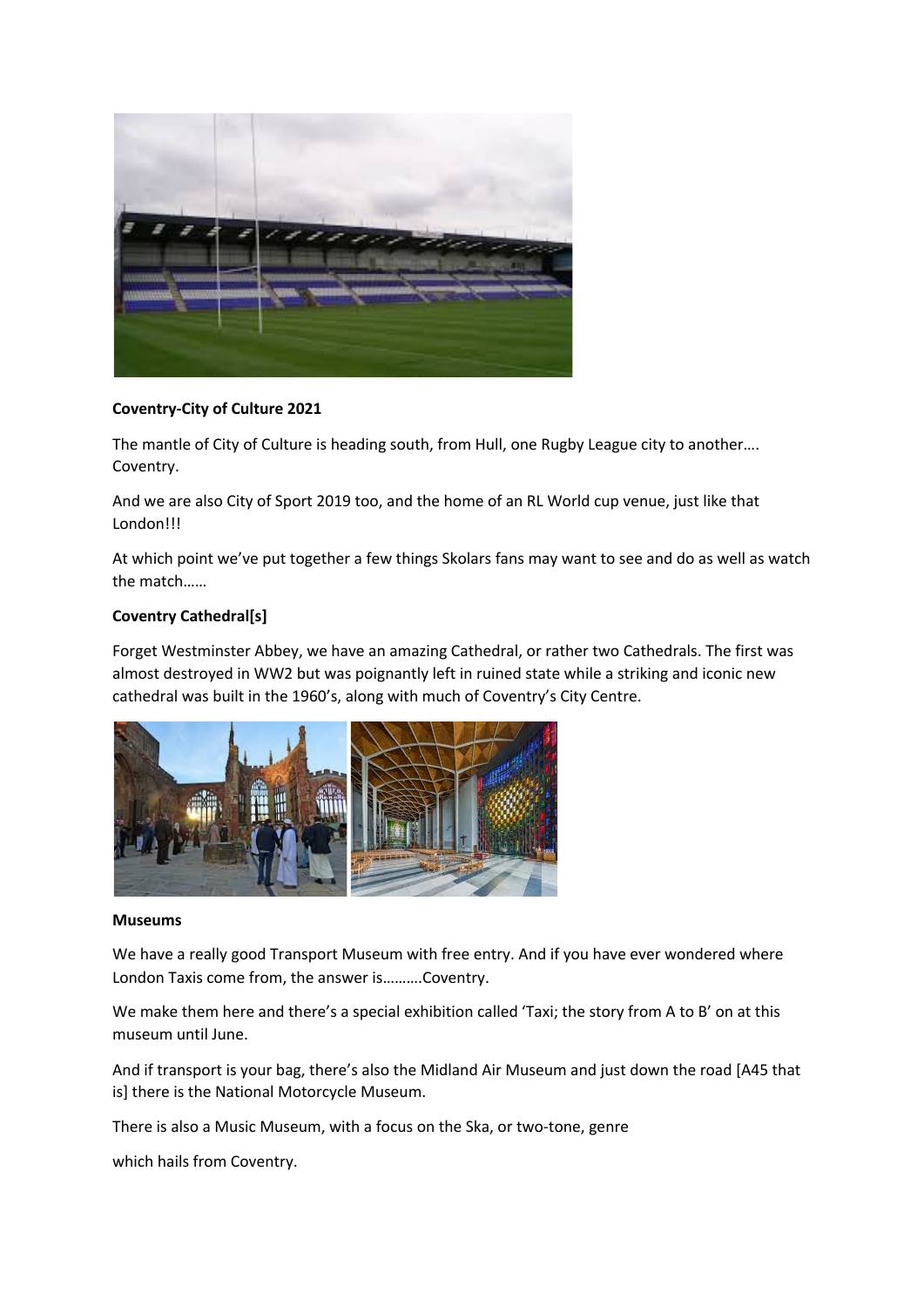**Coventry-City of Culture 2021**

The mantle of City of Culture is heading south, from Hull, one Rugby League city to another…. Coventry.

And we are also City of Sport 2019 too, and the home of an RL World cup venue, just like that London!!!

At which point we've put together a few things Skolars fans may want to see and do as well as watch the match……

**Coventry Cathedral[s]**

Forget Westminster Abbey, we have an amazing Cathedral, or rather two Cathedrals. The first was almost destroyed in WW2 but was poignantly left in ruined state while a striking and iconic new cathedral was built in the 1960's, along with much of Coventry's City Centre.

**Museums**

We have a really good Transport Museum with free entry. And if you have ever wondered where London Taxis come from, the answer is……….Coventry.

We make them here and there's a special exhibition called 'Taxi; the story from A to B' on at this museum until June.

And if transport is your bag, there's also the Midland Air Museum and just down the road [A45 that is] there is the National Motorcycle Museum.

There is also a Music Museum, with a focus on the Ska, or two-tone, genre

which hails from Coventry.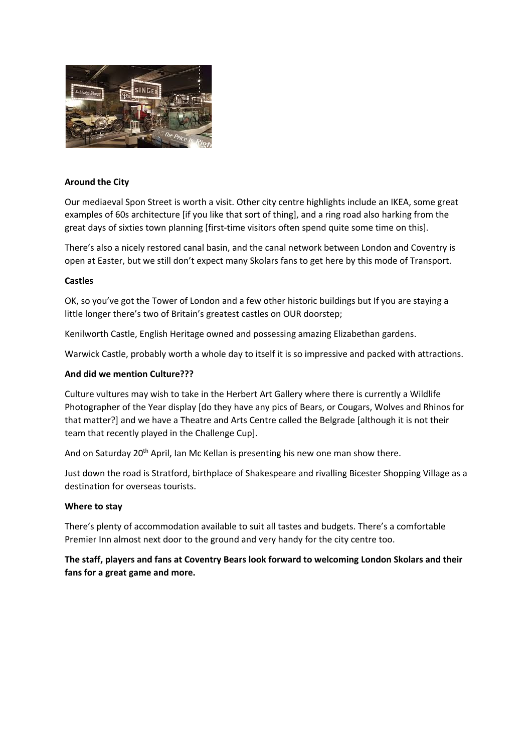**Around the City**

Our mediaeval Spon Street is worth a visit. Other city centre highlights include an IKEA, some great examples of 60s architecture [if you like that sort of thing], and a ring road also harking from the great days of sixties town planning [first-time visitors often spend quite some time on this].

There's also a nicely restored canal basin, and the canal network between London and Coventry is open at Easter, but we still don't expect many Skolars fans to get here by this mode of Transport.

**Castles**

OK, so you've got the Tower of London and a few other historic buildings but If you are staying a little longer there's two of Britain's greatest castles on OUR doorstep;

Kenilworth Castle, English Heritage owned and possessing amazing Elizabethan gardens.

Warwick Castle, probably worth a whole day to itself it is so impressive and packed with attractions.

**And did we mention Culture???**

Culture vultures may wish to take in the Herbert Art Gallery where there is currently a Wildlife Photographer of the Year display [do they have any pics of Bears, or Cougars, Wolves and Rhinos for that matter?] and we have a Theatre and Arts Centre called the Belgrade [although it is not their team that recently played in the Challenge Cup].

And on Saturday 20th April, Ian Mc Kellan is presenting his new one man show there.

Just down the road is Stratford, birthplace of Shakespeare and rivalling Bicester Shopping Village as a destination for overseas tourists.

**Where to stay**

There's plenty of accommodation available to suit all tastes and budgets. There's a comfortable Premier Inn almost next door to the ground and very handy for the city centre too.

**The staff, players and fans at Coventry Bears look forward to welcoming London Skolars and their fans for a great game and more.**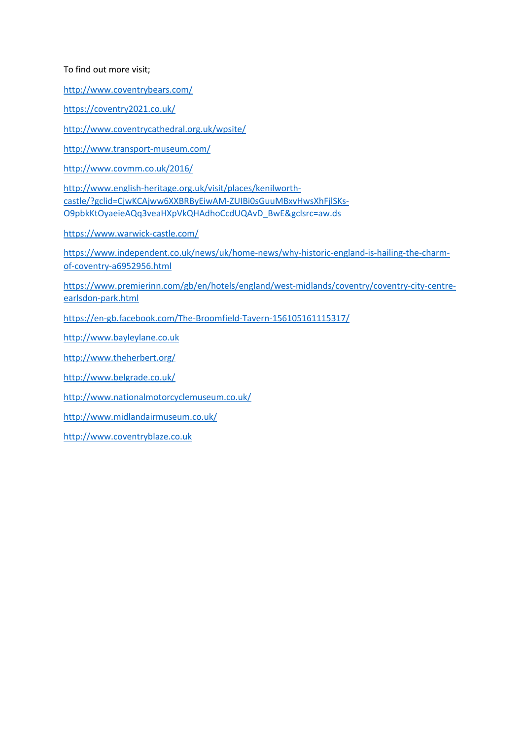To find out more visit;

http://www.coventrybears.com/

https://coventry2021.co.uk/

http://www.coventrycathedral.org.uk/wpsite/

http://www.transport-museum.com/

http://www.covmm.co.uk/2016/

http://www.english-heritage.org.uk/visit/places/kenilworth-castle/?gclid=CjwKCAjww6XXBRByEiwAM-ZUIBi0sGuuMBxvHwsXhFjlSKs-O9pbkKtOyaeieAQq3veaHXpVkQHAdhoCcdUQAvD_BwE&gclsrc=aw.ds

https://www.warwick-castle.com/

https://www.independent.co.uk/news/uk/home-news/why-historic-england-is-hailing-the-charm-of-coventry-a6952956.html

https://www.premierinn.com/gb/en/hotels/england/west-midlands/coventry/coventry-city-centre-earlsdon-park.html

https://en-gb.facebook.com/The-Broomfield-Tavern-156105161115317/

http://www.bayleylane.co.uk

http://www.theherbert.org/

http://www.belgrade.co.uk/

http://www.nationalmotorcyclemuseum.co.uk/

http://www.midlandairmuseum.co.uk/

http://www.coventryblaze.co.uk